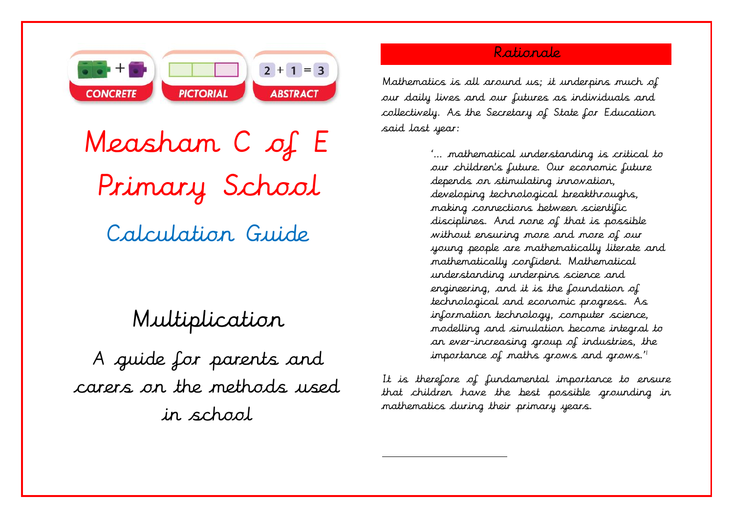CONCRETE PICTORIAL ABSTRACT

2 + 1 = 3

# Measham C of E Primary School

## Calculation Guide

## Multiplication

A guide for parents and carers on the methods used in school

## Rationale

Mathematics is all around us; it underpins much of our daily lives and our futures as individuals and collectively. As the Secretary of State for Education said last year:

> '... mathematical understanding is critical to our children's future. Our economic future depends on stimulating innovation, developing technological breakthroughs, making connections between scientific disciplines. And none of that is possible without ensuring more and more of our young people are mathematically literate and mathematically confident. Mathematical understanding underpins science and engineering, and it is the foundation of technological and economic progress. As information technology, computer science, modelling and simulation become integral to an ever-increasing group of industries, the importance of maths grows and grows.'[1]

It is therefore of fundamental importance to ensure that children have the best possible grounding in mathematics during their primary years.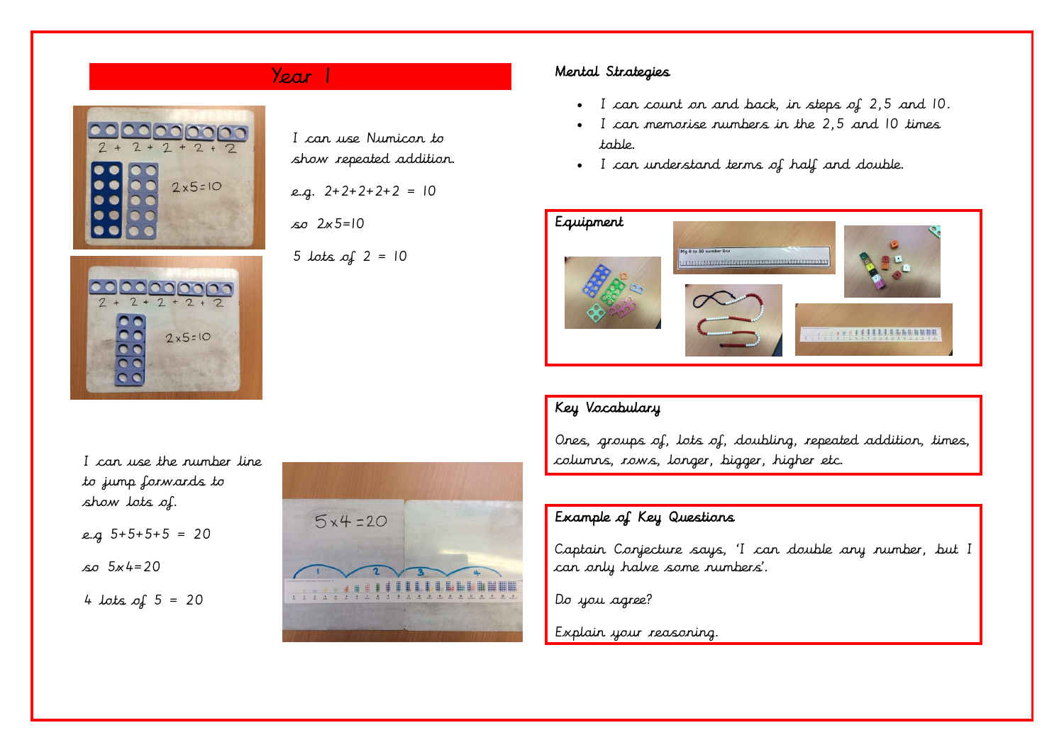# Year 1

I can use Numicon to show repeated addition.

e.g. $2+2+2+2+2 = 10$

so $2 \times 5 = 10$

5 lots of $2 = 10$

I can use the number line to jump forwards to show lots of.

e.g $5+5+5+5 = 20$

so $5 \times 4 = 20$

4 lots of $5 = 20$

## Mental Strategies

- I can count on and back, in steps of 2, 5 and 10.
- I can memorise numbers in the 2, 5 and 10 times table.
- I can understand terms of half and double.

## Equipment

## Key Vocabulary

Ones, groups of, lots of, doubling, repeated addition, times, columns, rows, longer, bigger, higher etc.

## Example of Key Questions

Captain Conjecture says, 'I can double any number, but I can only halve some numbers'.

Do you agree?

Explain your reasoning.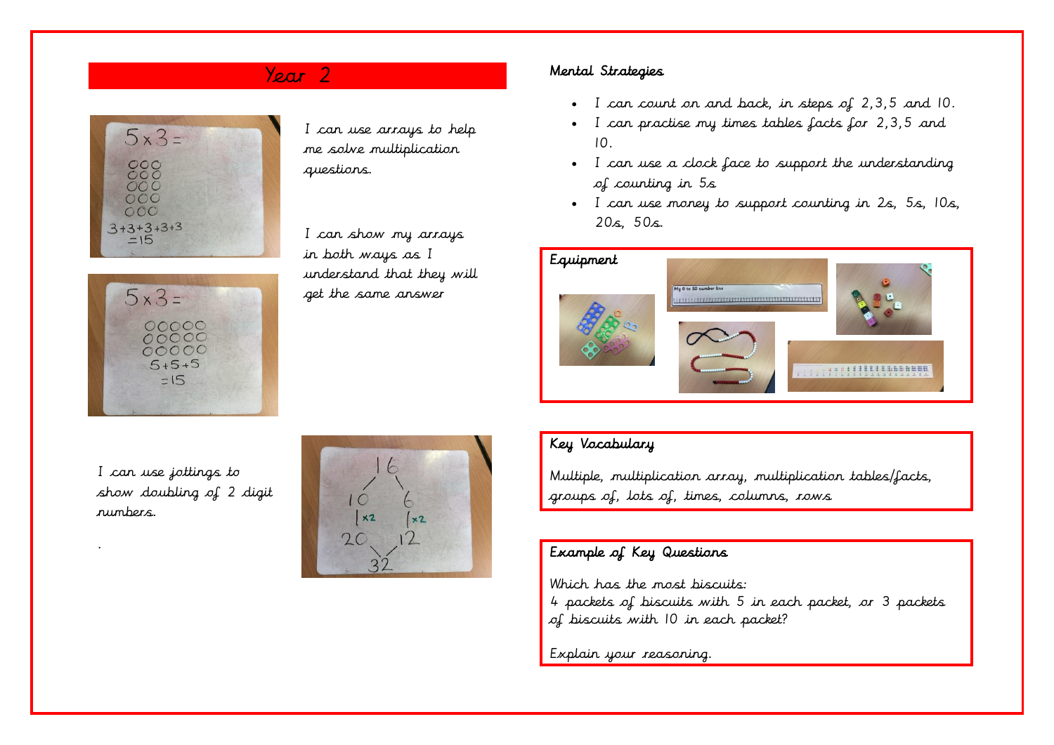## Year 2

I can use arrays to help me solve multiplication questions.

I can show my arrays in both ways as I understand that they will get the same answer

I can use jottings to show doubling of 2 digit numbers.

.

### Mental Strategies

- I can count on and back, in steps of 2,3,5 and 10.
- I can practise my times tables facts for 2,3,5 and 10.
- I can use a clock face to support the understanding of counting in 5s
- I can use money to support counting in 2s, 5s, 10s, 20s, 50s.

### Equipment

### Key Vocabulary

Multiple, multiplication array, multiplication tables/facts, groups of, lots of, times, columns, rows

### Example of Key Questions

Which has the most biscuits:
4 packets of biscuits with 5 in each packet, or 3 packets of biscuits with 10 in each packet?

Explain your reasoning.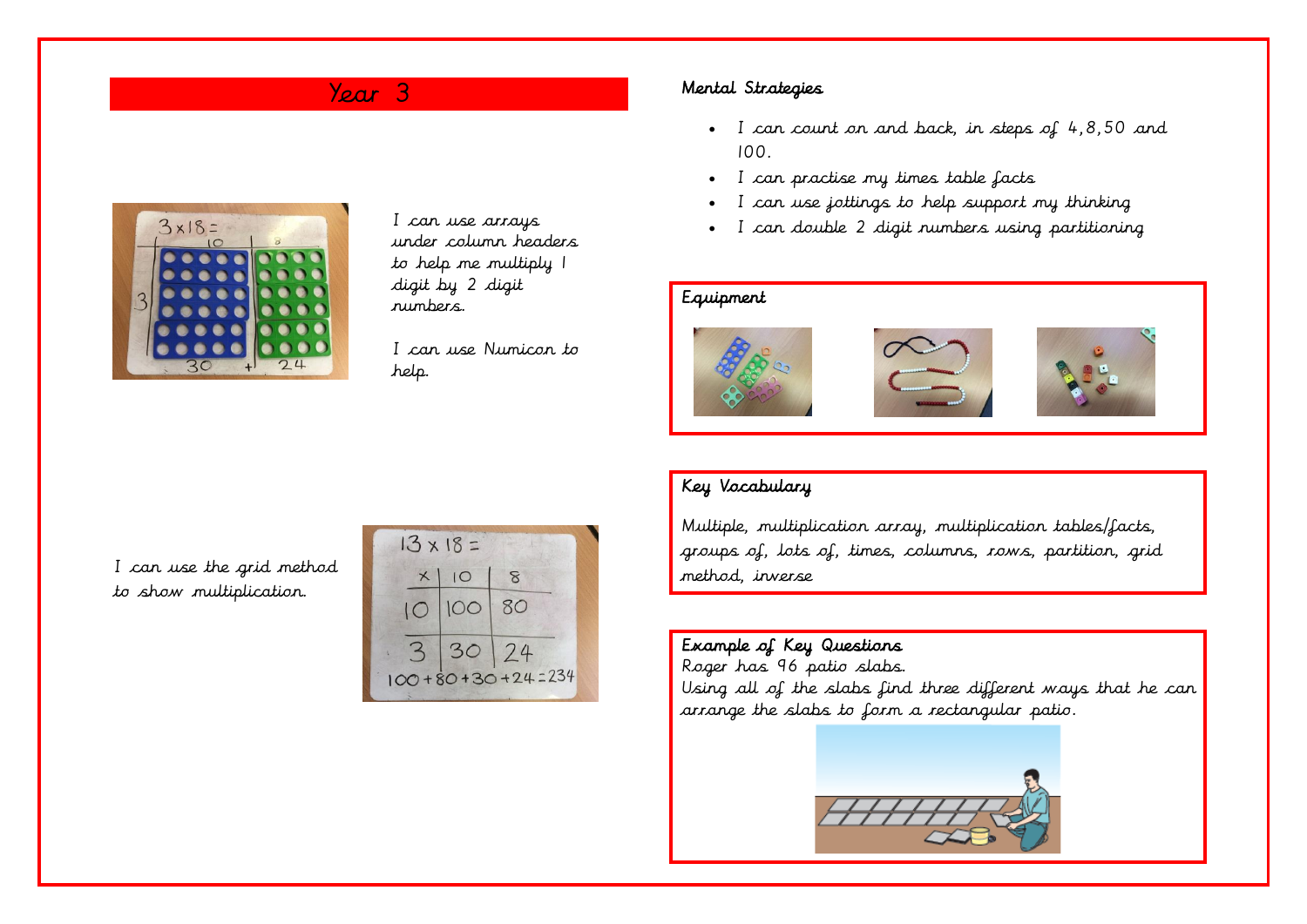# Year 3

I can use arrays under column headers to help me multiply 1 digit by 2 digit numbers.

I can use Numicon to help.

I can use the grid method to show multiplication.

## Mental Strategies

- I can count on and back, in steps of 4, 8, 50 and 100.
- I can practise my times table facts
- I can use jottings to help support my thinking
- I can double 2 digit numbers using partitioning

## Equipment

## Key Vocabulary

Multiple, multiplication array, multiplication tables/facts, groups of, lots of, times, columns, rows, partition, grid method, inverse

## Example of Key Questions

Roger has 96 patio slabs.
Using all of the slabs find three different ways that he can arrange the slabs to form a rectangular patio.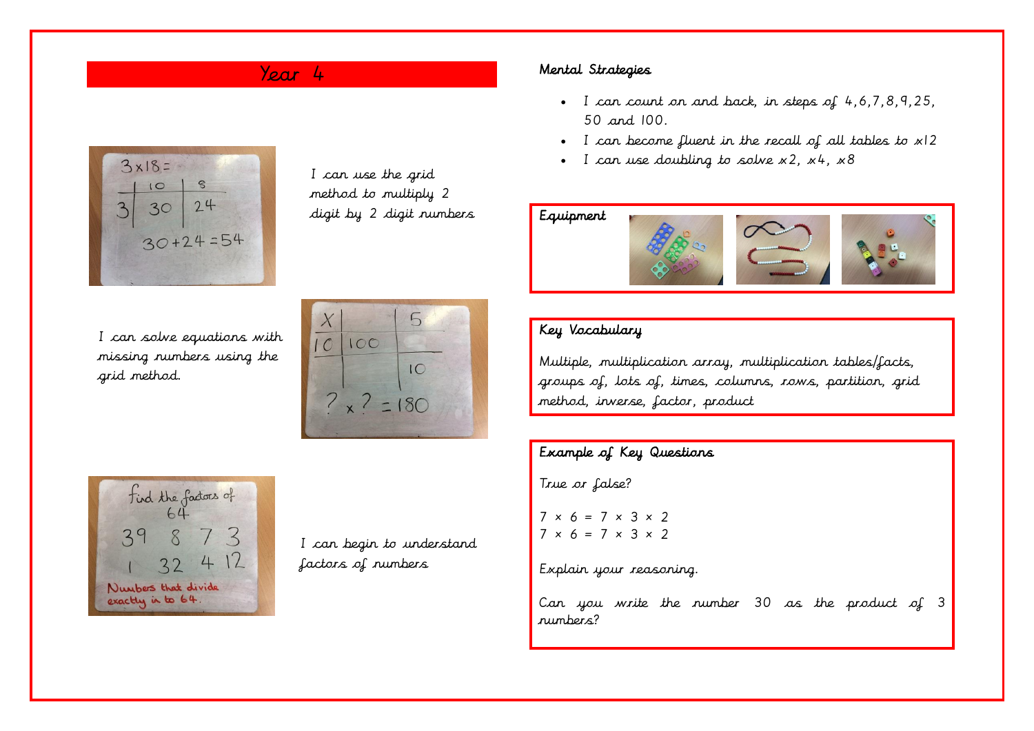## Year 4

I can use the grid method to multiply 2 digit by 2 digit numbers

I can solve equations with missing numbers using the grid method.

I can begin to understand factors of numbers

**Mental Strategies**

- I can count on and back, in steps of 4, 6, 7, 8, 9, 25, 50 and 100.
- I can become fluent in the recall of all tables to x12
- I can use doubling to solve x2, x4, x8

**Equipment**

**Key Vocabulary**

Multiple, multiplication array, multiplication tables/facts, groups of, lots of, times, columns, rows, partition, grid method, inverse, factor, product

**Example of Key Questions**

True or false?

$7 \times 6 = 7 \times 3 \times 2$
$7 \times 6 = 7 \times 3 \times 2$

Explain your reasoning.

Can you write the number 30 as the product of 3 numbers?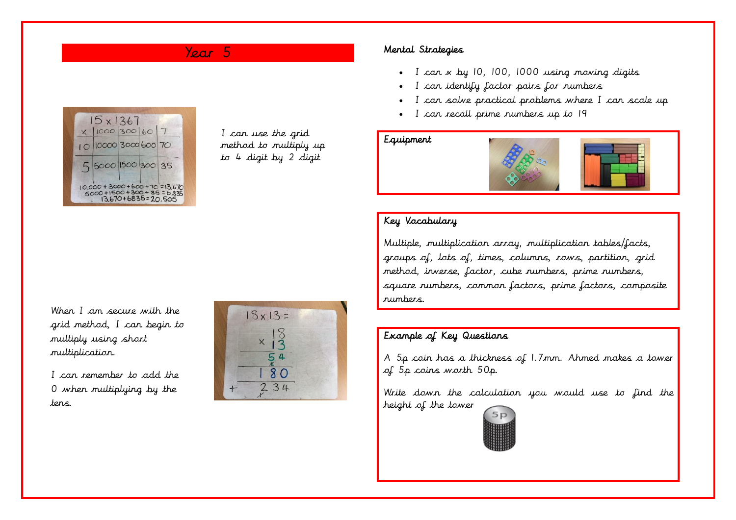# Year 5

I can use the grid method to multiply up to 4 digit by 2 digit

When I am secure with the grid method, I can begin to multiply using short multiplication.

I can remember to add the 0 when multiplying by the tens.

## Mental Strategies

- I can x by 10, 100, 1000 using moving digits
- I can identify factor pairs for numbers
- I can solve practical problems where I can scale up
- I can recall prime numbers up to 19

## Equipment

## Key Vocabulary

Multiple, multiplication array, multiplication tables/facts, groups of, lots of, times, columns, rows, partition, grid method, inverse, factor, cube numbers, prime numbers, square numbers, common factors, prime factors, composite numbers.

## Example of Key Questions

A 5p coin has a thickness of 1.7mm. Ahmed makes a tower of 5p coins worth 50p.

Write down the calculation you would use to find the height of the tower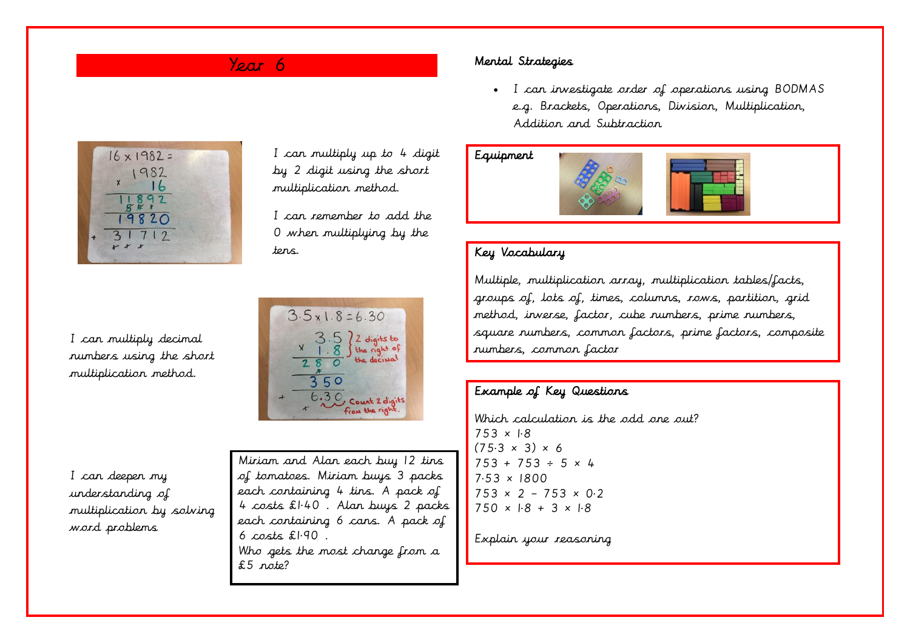## Year 6

I can multiply up to 4 digit by 2 digit using the short multiplication method.

I can remember to add the 0 when multiplying by the tens.

I can multiply decimal numbers using the short multiplication method.

I can deepen my understanding of multiplication by solving word problems

Miriam and Alan each buy 12 tins of tomatoes. Miriam buys 3 packs each containing 4 tins. A pack of 4 costs £1·40 . Alan buys 2 packs each containing 6 cans. A pack of 6 costs £1·90 .
Who gets the most change from a £5 note?

### Mental Strategies

- I can investigate order of operations using BODMAS e.g. Brackets, Operations, Division, Multiplication, Addition and Subtraction

### Equipment

### Key Vocabulary

Multiple, multiplication array, multiplication tables/facts, groups of, lots of, times, columns, rows, partition, grid method, inverse, factor, cube numbers, prime numbers, square numbers, common factors, prime factors, composite numbers, common factor

### Example of Key Questions

Which calculation is the odd one out?

$753 \times 1{\cdot}8$

$(75{\cdot}3 \times 3) \times 6$

$753 + 753 \div 5 \times 4$

$7{\cdot}53 \times 1800$

$753 \times 2 - 753 \times 0{\cdot}2$

$750 \times 1{\cdot}8 + 3 \times 1{\cdot}8$

Explain your reasoning